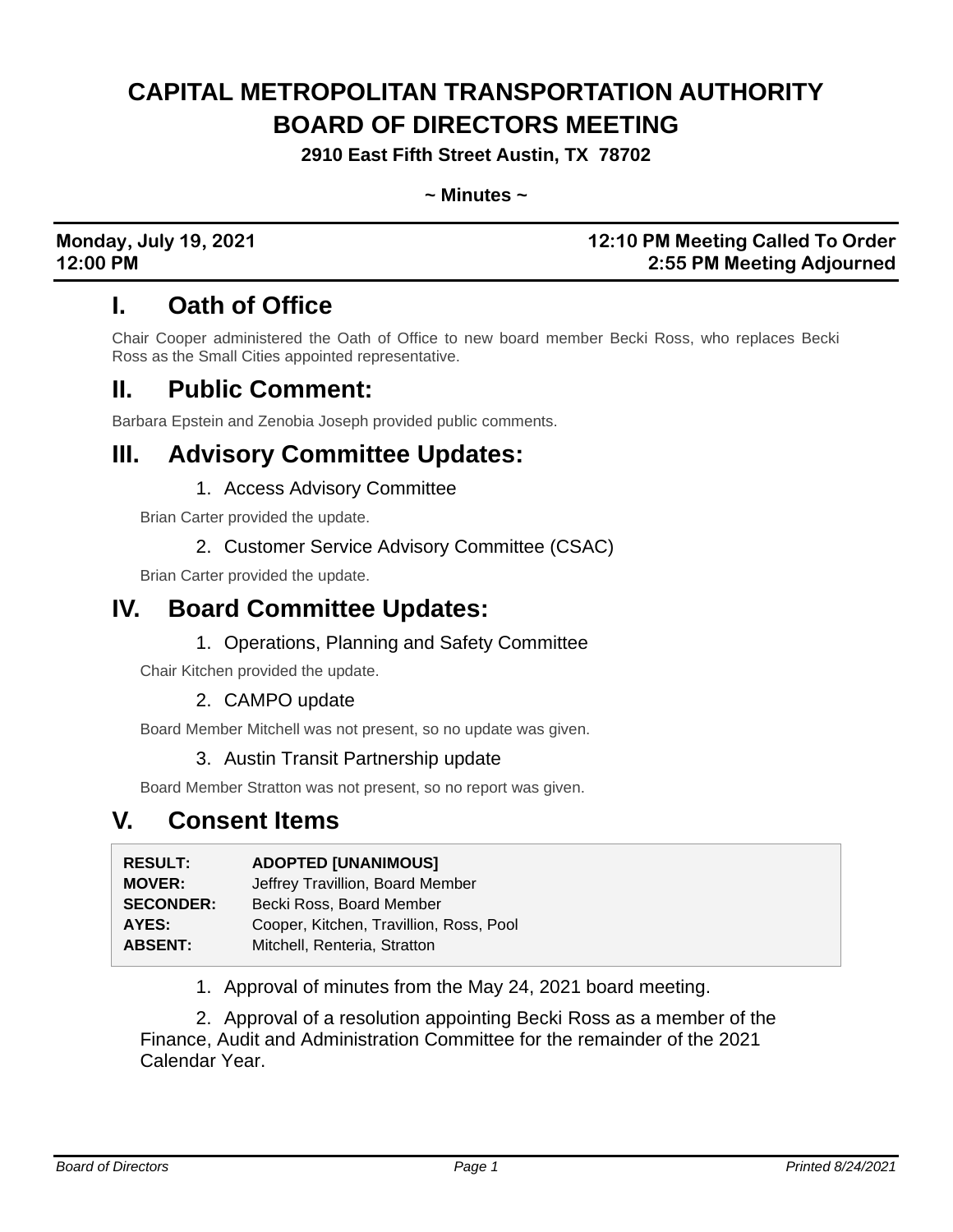# CAPITAL METROPOLITAN TRANSPORTATION AUTHORITY BOARD OF DIRECTORS MEETING

**2910 East Fifth Street Austin, TX 78702**

**~ Minutes ~**

| **Monday, July 19, 2021** | **12:10 PM Meeting Called To Order** |
|---|---|
| **12:00 PM** | **2:55 PM Meeting Adjourned** |

## I. Oath of Office

Chair Cooper administered the Oath of Office to new board member Becki Ross, who replaces Becki Ross as the Small Cities appointed representative.

## II. Public Comment:

Barbara Epstein and Zenobia Joseph provided public comments.

## III. Advisory Committee Updates:

### 1. Access Advisory Committee

Brian Carter provided the update.

### 2. Customer Service Advisory Committee (CSAC)

Brian Carter provided the update.

## IV. Board Committee Updates:

### 1. Operations, Planning and Safety Committee

Chair Kitchen provided the update.

### 2. CAMPO update

Board Member Mitchell was not present, so no update was given.

### 3. Austin Transit Partnership update

Board Member Stratton was not present, so no report was given.

## V. Consent Items

| | |
|---|---|
| **RESULT:** | **ADOPTED [UNANIMOUS]** |
| **MOVER:** | Jeffrey Travillion, Board Member |
| **SECONDER:** | Becki Ross, Board Member |
| **AYES:** | Cooper, Kitchen, Travillion, Ross, Pool |
| **ABSENT:** | Mitchell, Renteria, Stratton |

1. Approval of minutes from the May 24, 2021 board meeting.

2. Approval of a resolution appointing Becki Ross as a member of the Finance, Audit and Administration Committee for the remainder of the 2021 Calendar Year.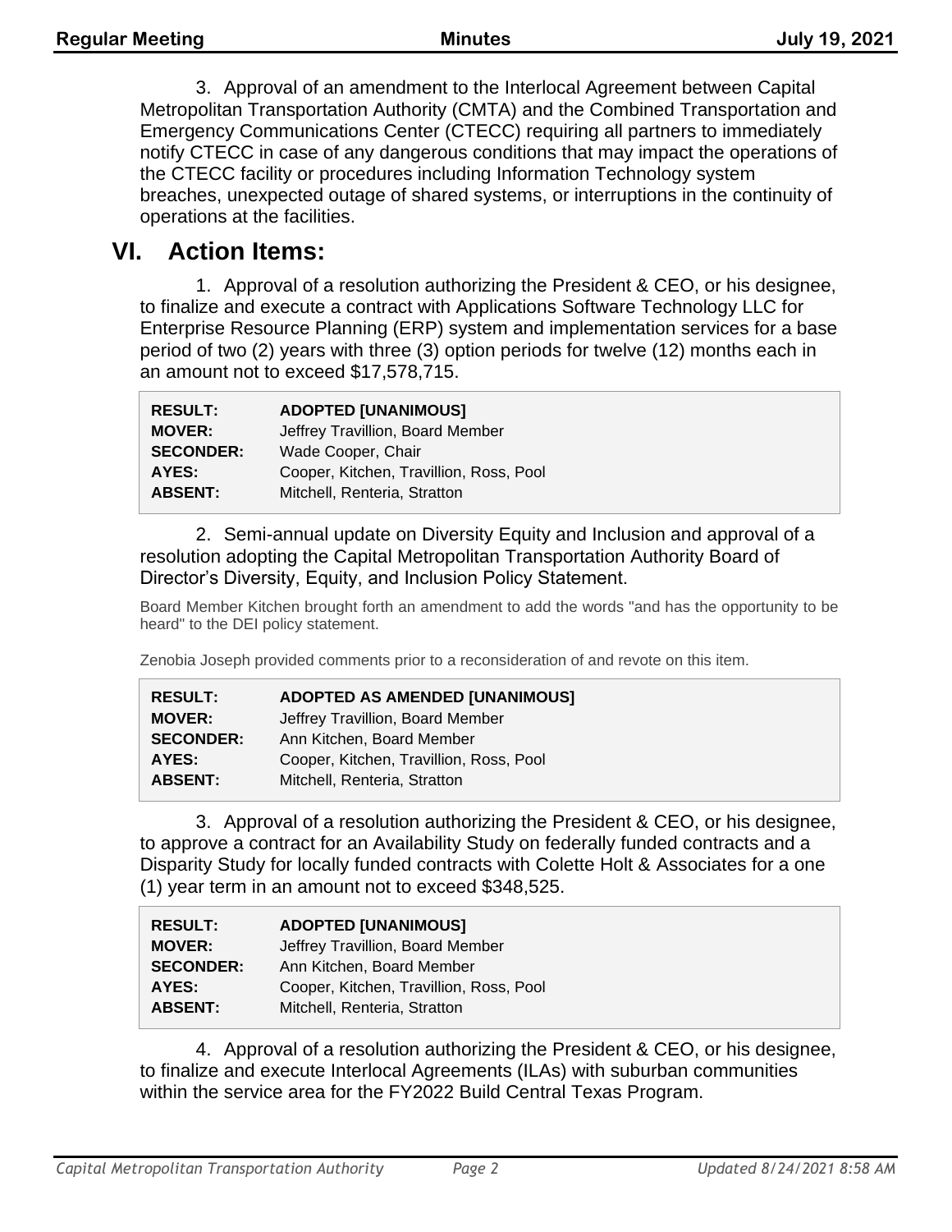3. Approval of an amendment to the Interlocal Agreement between Capital Metropolitan Transportation Authority (CMTA) and the Combined Transportation and Emergency Communications Center (CTECC) requiring all partners to immediately notify CTECC in case of any dangerous conditions that may impact the operations of the CTECC facility or procedures including Information Technology system breaches, unexpected outage of shared systems, or interruptions in the continuity of operations at the facilities.

# VI. Action Items:

1. Approval of a resolution authorizing the President & CEO, or his designee, to finalize and execute a contract with Applications Software Technology LLC for Enterprise Resource Planning (ERP) system and implementation services for a base period of two (2) years with three (3) option periods for twelve (12) months each in an amount not to exceed $17,578,715.

| | |
|---|---|
| **RESULT:** | **ADOPTED [UNANIMOUS]** |
| **MOVER:** | Jeffrey Travillion, Board Member |
| **SECONDER:** | Wade Cooper, Chair |
| **AYES:** | Cooper, Kitchen, Travillion, Ross, Pool |
| **ABSENT:** | Mitchell, Renteria, Stratton |

2. Semi-annual update on Diversity Equity and Inclusion and approval of a resolution adopting the Capital Metropolitan Transportation Authority Board of Director's Diversity, Equity, and Inclusion Policy Statement.

Board Member Kitchen brought forth an amendment to add the words "and has the opportunity to be heard" to the DEI policy statement.

Zenobia Joseph provided comments prior to a reconsideration of and revote on this item.

| | |
|---|---|
| **RESULT:** | **ADOPTED AS AMENDED [UNANIMOUS]** |
| **MOVER:** | Jeffrey Travillion, Board Member |
| **SECONDER:** | Ann Kitchen, Board Member |
| **AYES:** | Cooper, Kitchen, Travillion, Ross, Pool |
| **ABSENT:** | Mitchell, Renteria, Stratton |

3. Approval of a resolution authorizing the President & CEO, or his designee, to approve a contract for an Availability Study on federally funded contracts and a Disparity Study for locally funded contracts with Colette Holt & Associates for a one (1) year term in an amount not to exceed $348,525.

| | |
|---|---|
| **RESULT:** | **ADOPTED [UNANIMOUS]** |
| **MOVER:** | Jeffrey Travillion, Board Member |
| **SECONDER:** | Ann Kitchen, Board Member |
| **AYES:** | Cooper, Kitchen, Travillion, Ross, Pool |
| **ABSENT:** | Mitchell, Renteria, Stratton |

4. Approval of a resolution authorizing the President & CEO, or his designee, to finalize and execute Interlocal Agreements (ILAs) with suburban communities within the service area for the FY2022 Build Central Texas Program.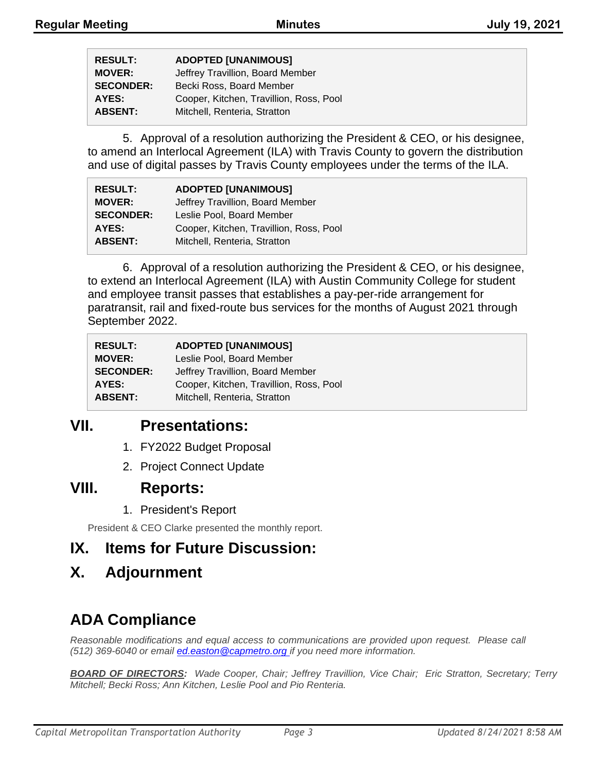| | |
|---|---|
| **RESULT:** | **ADOPTED [UNANIMOUS]** |
| **MOVER:** | Jeffrey Travillion, Board Member |
| **SECONDER:** | Becki Ross, Board Member |
| **AYES:** | Cooper, Kitchen, Travillion, Ross, Pool |
| **ABSENT:** | Mitchell, Renteria, Stratton |

5. Approval of a resolution authorizing the President & CEO, or his designee, to amend an Interlocal Agreement (ILA) with Travis County to govern the distribution and use of digital passes by Travis County employees under the terms of the ILA.

| | |
|---|---|
| **RESULT:** | **ADOPTED [UNANIMOUS]** |
| **MOVER:** | Jeffrey Travillion, Board Member |
| **SECONDER:** | Leslie Pool, Board Member |
| **AYES:** | Cooper, Kitchen, Travillion, Ross, Pool |
| **ABSENT:** | Mitchell, Renteria, Stratton |

6. Approval of a resolution authorizing the President & CEO, or his designee, to extend an Interlocal Agreement (ILA) with Austin Community College for student and employee transit passes that establishes a pay-per-ride arrangement for paratransit, rail and fixed-route bus services for the months of August 2021 through September 2022.

| | |
|---|---|
| **RESULT:** | **ADOPTED [UNANIMOUS]** |
| **MOVER:** | Leslie Pool, Board Member |
| **SECONDER:** | Jeffrey Travillion, Board Member |
| **AYES:** | Cooper, Kitchen, Travillion, Ross, Pool |
| **ABSENT:** | Mitchell, Renteria, Stratton |

# VII. Presentations:

1. FY2022 Budget Proposal
2. Project Connect Update

# VIII. Reports:

1. President's Report

President & CEO Clarke presented the monthly report.

# IX. Items for Future Discussion:

# X. Adjournment

## ADA Compliance

*Reasonable modifications and equal access to communications are provided upon request. Please call (512) 369-6040 or email ed.easton@capmetro.org if you need more information.*

***BOARD OF DIRECTORS**: Wade Cooper, Chair; Jeffrey Travillion, Vice Chair; Eric Stratton, Secretary; Terry Mitchell; Becki Ross; Ann Kitchen, Leslie Pool and Pio Renteria.*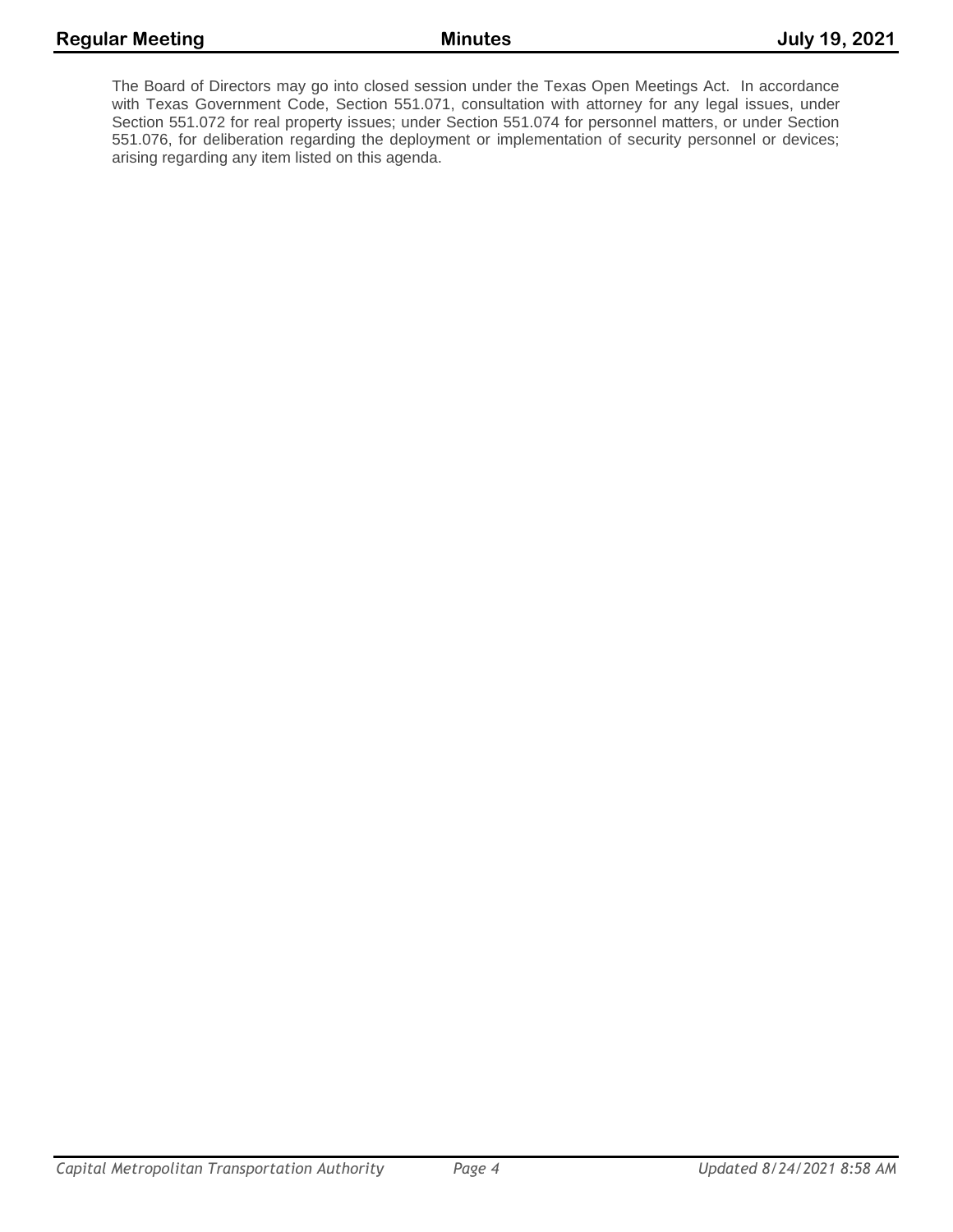The Board of Directors may go into closed session under the Texas Open Meetings Act. In accordance with Texas Government Code, Section 551.071, consultation with attorney for any legal issues, under Section 551.072 for real property issues; under Section 551.074 for personnel matters, or under Section 551.076, for deliberation regarding the deployment or implementation of security personnel or devices; arising regarding any item listed on this agenda.